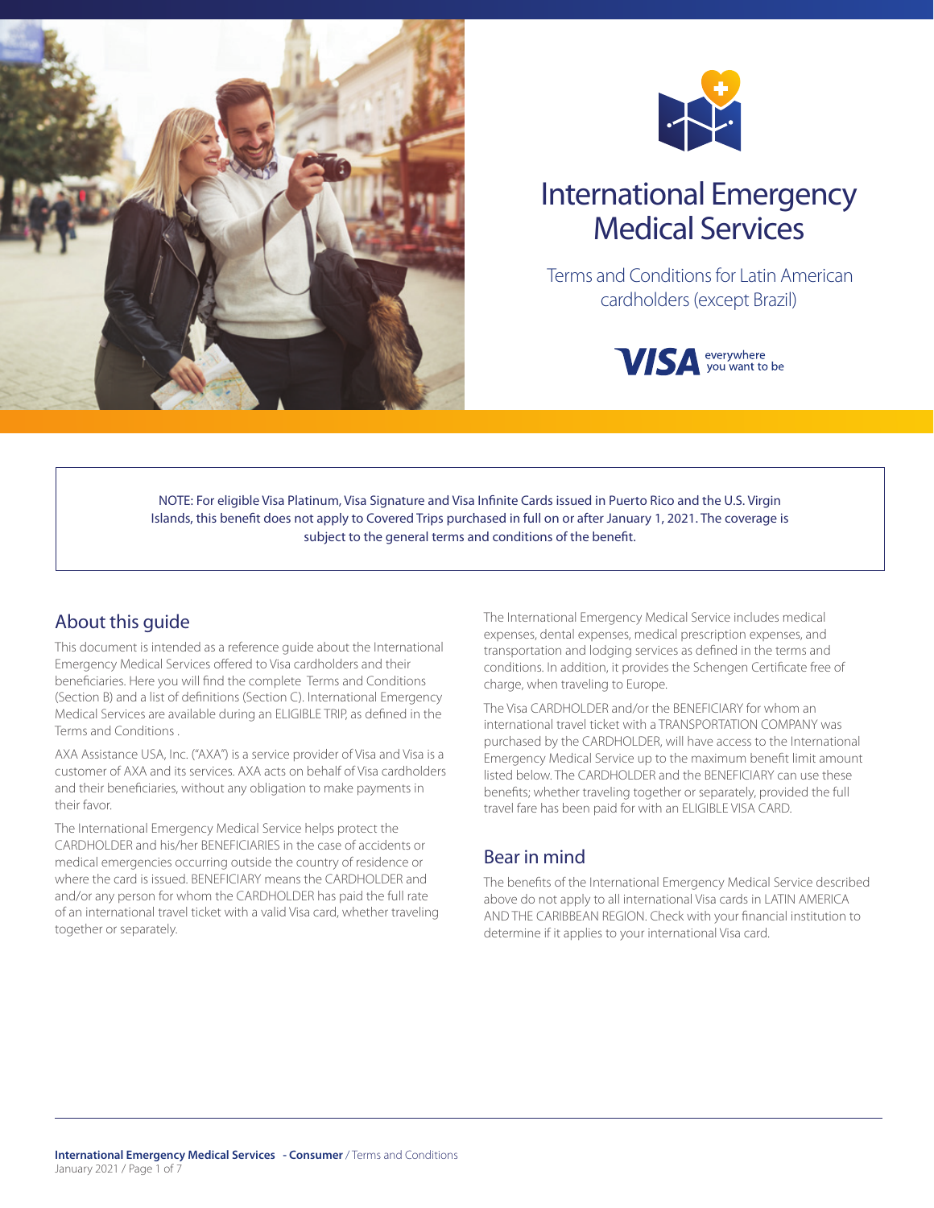# International Emergency Medical Services

Terms and Conditions for Latin American cardholders (except Brazil)

VISA everywhere you want to be

NOTE: For eligible Visa Platinum, Visa Signature and Visa Infinite Cards issued in Puerto Rico and the U.S. Virgin Islands, this benefit does not apply to Covered Trips purchased in full on or after January 1, 2021. The coverage is subject to the general terms and conditions of the benefit.

## About this guide

This document is intended as a reference guide about the International Emergency Medical Services offered to Visa cardholders and their beneficiaries. Here you will find the complete Terms and Conditions (Section B) and a list of definitions (Section C). International Emergency Medical Services are available during an ELIGIBLE TRIP, as defined in the Terms and Conditions .

AXA Assistance USA, Inc. ("AXA") is a service provider of Visa and Visa is a customer of AXA and its services. AXA acts on behalf of Visa cardholders and their beneficiaries, without any obligation to make payments in their favor.

The International Emergency Medical Service helps protect the CARDHOLDER and his/her BENEFICIARIES in the case of accidents or medical emergencies occurring outside the country of residence or where the card is issued. BENEFICIARY means the CARDHOLDER and and/or any person for whom the CARDHOLDER has paid the full rate of an international travel ticket with a valid Visa card, whether traveling together or separately.

The International Emergency Medical Service includes medical expenses, dental expenses, medical prescription expenses, and transportation and lodging services as defined in the terms and conditions. In addition, it provides the Schengen Certificate free of charge, when traveling to Europe.

The Visa CARDHOLDER and/or the BENEFICIARY for whom an international travel ticket with a TRANSPORTATION COMPANY was purchased by the CARDHOLDER, will have access to the International Emergency Medical Service up to the maximum benefit limit amount listed below. The CARDHOLDER and the BENEFICIARY can use these benefits; whether traveling together or separately, provided the full travel fare has been paid for with an ELIGIBLE VISA CARD.

## Bear in mind

The benefits of the International Emergency Medical Service described above do not apply to all international Visa cards in LATIN AMERICA AND THE CARIBBEAN REGION. Check with your financial institution to determine if it applies to your international Visa card.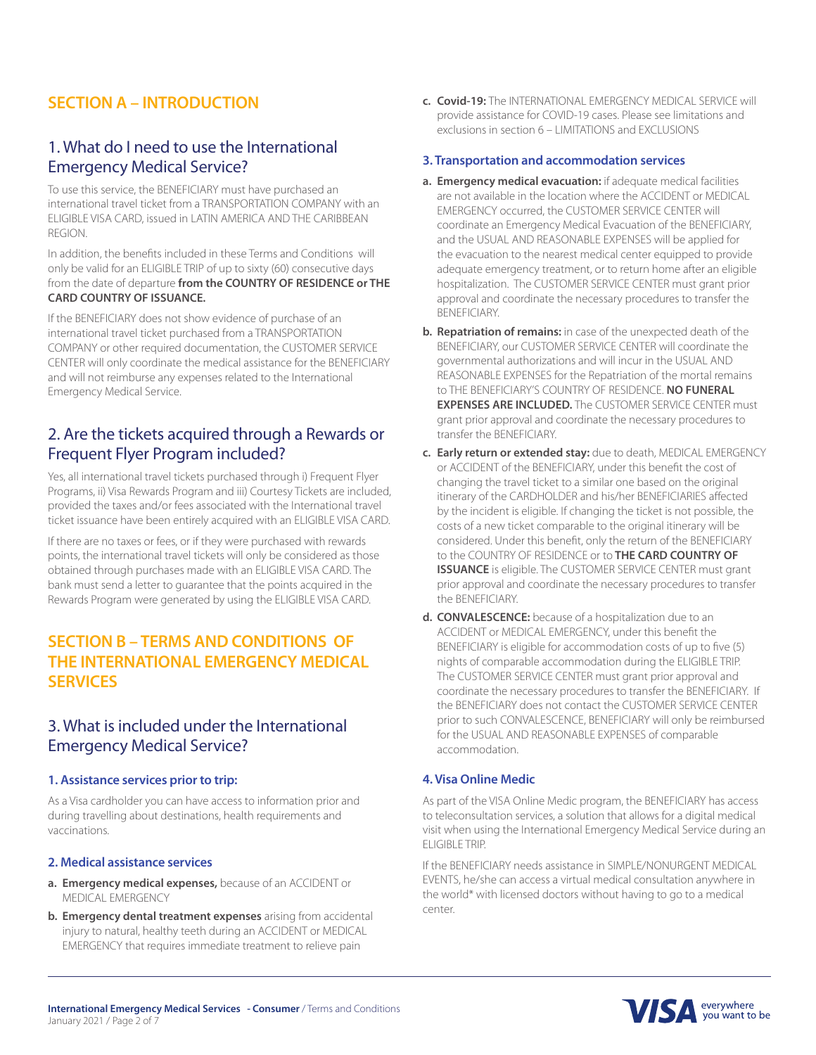## SECTION A – INTRODUCTION

### 1. What do I need to use the International Emergency Medical Service?

To use this service, the BENEFICIARY must have purchased an international travel ticket from a TRANSPORTATION COMPANY with an ELIGIBLE VISA CARD, issued in LATIN AMERICA AND THE CARIBBEAN REGION.

In addition, the benefits included in these Terms and Conditions will only be valid for an ELIGIBLE TRIP of up to sixty (60) consecutive days from the date of departure **from the COUNTRY OF RESIDENCE or THE CARD COUNTRY OF ISSUANCE.**

If the BENEFICIARY does not show evidence of purchase of an international travel ticket purchased from a TRANSPORTATION COMPANY or other required documentation, the CUSTOMER SERVICE CENTER will only coordinate the medical assistance for the BENEFICIARY and will not reimburse any expenses related to the International Emergency Medical Service.

### 2. Are the tickets acquired through a Rewards or Frequent Flyer Program included?

Yes, all international travel tickets purchased through i) Frequent Flyer Programs, ii) Visa Rewards Program and iii) Courtesy Tickets are included, provided the taxes and/or fees associated with the International travel ticket issuance have been entirely acquired with an ELIGIBLE VISA CARD.

If there are no taxes or fees, or if they were purchased with rewards points, the international travel tickets will only be considered as those obtained through purchases made with an ELIGIBLE VISA CARD. The bank must send a letter to guarantee that the points acquired in the Rewards Program were generated by using the ELIGIBLE VISA CARD.

## SECTION B – TERMS AND CONDITIONS OF THE INTERNATIONAL EMERGENCY MEDICAL SERVICES

### 3. What is included under the International Emergency Medical Service?

#### 1. Assistance services prior to trip:

As a Visa cardholder you can have access to information prior and during travelling about destinations, health requirements and vaccinations.

#### 2. Medical assistance services

- **a. Emergency medical expenses,** because of an ACCIDENT or MEDICAL EMERGENCY
- **b. Emergency dental treatment expenses** arising from accidental injury to natural, healthy teeth during an ACCIDENT or MEDICAL EMERGENCY that requires immediate treatment to relieve pain
- **c. Covid-19:** The INTERNATIONAL EMERGENCY MEDICAL SERVICE will provide assistance for COVID-19 cases. Please see limitations and exclusions in section 6 – LIMITATIONS and EXCLUSIONS

#### 3. Transportation and accommodation services

- **a. Emergency medical evacuation:** if adequate medical facilities are not available in the location where the ACCIDENT or MEDICAL EMERGENCY occurred, the CUSTOMER SERVICE CENTER will coordinate an Emergency Medical Evacuation of the BENEFICIARY, and the USUAL AND REASONABLE EXPENSES will be applied for the evacuation to the nearest medical center equipped to provide adequate emergency treatment, or to return home after an eligible hospitalization. The CUSTOMER SERVICE CENTER must grant prior approval and coordinate the necessary procedures to transfer the BENEFICIARY.
- **b. Repatriation of remains:** in case of the unexpected death of the BENEFICIARY, our CUSTOMER SERVICE CENTER will coordinate the governmental authorizations and will incur in the USUAL AND REASONABLE EXPENSES for the Repatriation of the mortal remains to THE BENEFICIARY'S COUNTRY OF RESIDENCE. **NO FUNERAL EXPENSES ARE INCLUDED.** The CUSTOMER SERVICE CENTER must grant prior approval and coordinate the necessary procedures to transfer the BENEFICIARY.
- **c. Early return or extended stay:** due to death, MEDICAL EMERGENCY or ACCIDENT of the BENEFICIARY, under this benefit the cost of changing the travel ticket to a similar one based on the original itinerary of the CARDHOLDER and his/her BENEFICIARIES affected by the incident is eligible. If changing the ticket is not possible, the costs of a new ticket comparable to the original itinerary will be considered. Under this benefit, only the return of the BENEFICIARY to the COUNTRY OF RESIDENCE or to **THE CARD COUNTRY OF ISSUANCE** is eligible. The CUSTOMER SERVICE CENTER must grant prior approval and coordinate the necessary procedures to transfer the BENEFICIARY.
- **d. CONVALESCENCE:** because of a hospitalization due to an ACCIDENT or MEDICAL EMERGENCY, under this benefit the BENEFICIARY is eligible for accommodation costs of up to five (5) nights of comparable accommodation during the ELIGIBLE TRIP. The CUSTOMER SERVICE CENTER must grant prior approval and coordinate the necessary procedures to transfer the BENEFICIARY. If the BENEFICIARY does not contact the CUSTOMER SERVICE CENTER prior to such CONVALESCENCE, BENEFICIARY will only be reimbursed for the USUAL AND REASONABLE EXPENSES of comparable accommodation.

#### 4. Visa Online Medic

As part of the VISA Online Medic program, the BENEFICIARY has access to teleconsultation services, a solution that allows for a digital medical visit when using the International Emergency Medical Service during an ELIGIBLE TRIP.

If the BENEFICIARY needs assistance in SIMPLE/NONURGENT MEDICAL EVENTS, he/she can access a virtual medical consultation anywhere in the world* with licensed doctors without having to go to a medical center.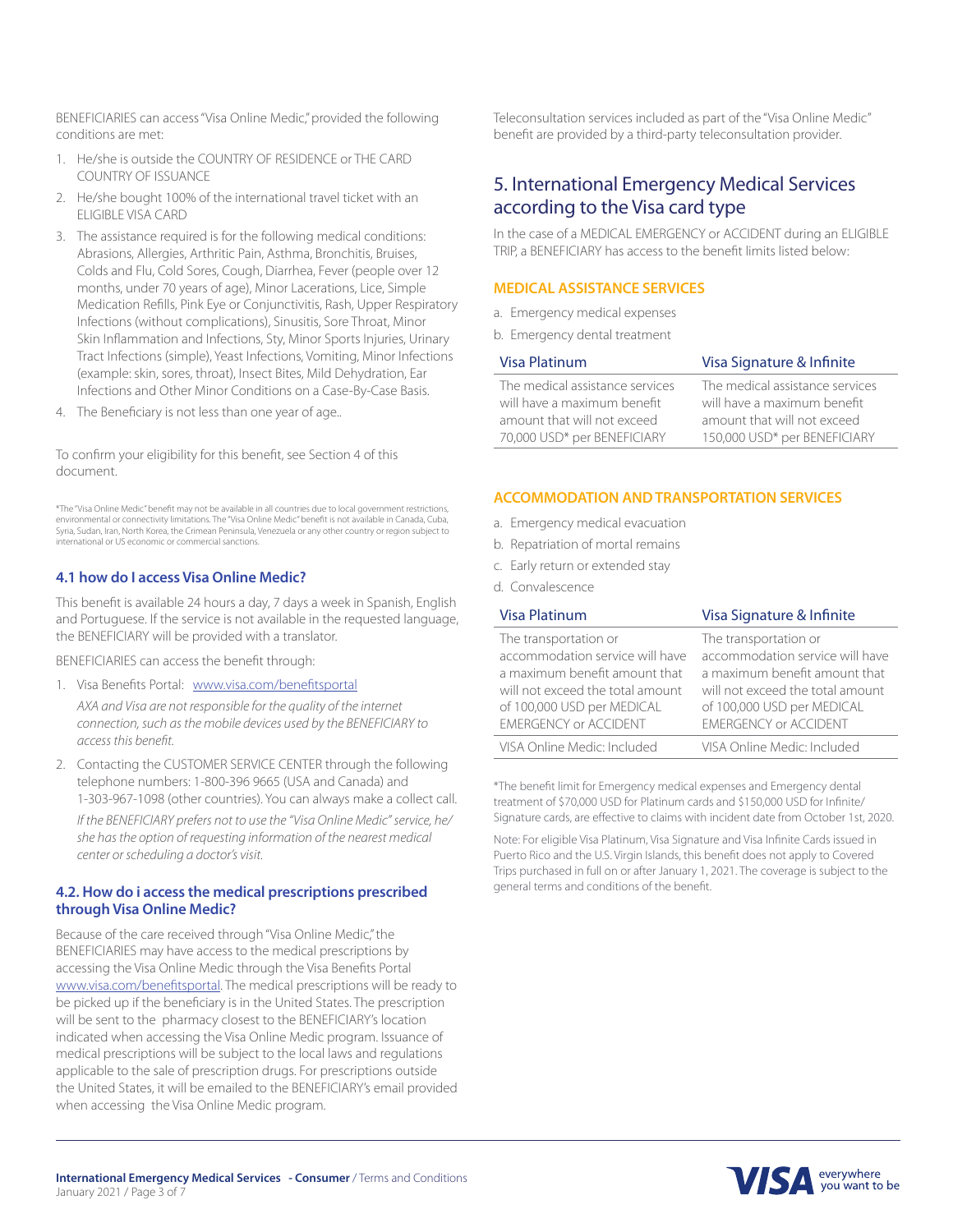BENEFICIARIES can access "Visa Online Medic," provided the following conditions are met:

1. He/she is outside the COUNTRY OF RESIDENCE or THE CARD COUNTRY OF ISSUANCE
2. He/she bought 100% of the international travel ticket with an ELIGIBLE VISA CARD
3. The assistance required is for the following medical conditions: Abrasions, Allergies, Arthritic Pain, Asthma, Bronchitis, Bruises, Colds and Flu, Cold Sores, Cough, Diarrhea, Fever (people over 12 months, under 70 years of age), Minor Lacerations, Lice, Simple Medication Refills, Pink Eye or Conjunctivitis, Rash, Upper Respiratory Infections (without complications), Sinusitis, Sore Throat, Minor Skin Inflammation and Infections, Sty, Minor Sports Injuries, Urinary Tract Infections (simple), Yeast Infections, Vomiting, Minor Infections (example: skin, sores, throat), Insect Bites, Mild Dehydration, Ear Infections and Other Minor Conditions on a Case-By-Case Basis.
4. The Beneficiary is not less than one year of age..

To confirm your eligibility for this benefit, see Section 4 of this document.

*The "Visa Online Medic" benefit may not be available in all countries due to local government restrictions, environmental or connectivity limitations. The "Visa Online Medic" benefit is not available in Canada, Cuba, Syria, Sudan, Iran, North Korea, the Crimean Peninsula, Venezuela or any other country or region subject to international or US economic or commercial sanctions.

### 4.1 how do I access Visa Online Medic?

This benefit is available 24 hours a day, 7 days a week in Spanish, English and Portuguese. If the service is not available in the requested language, the BENEFICIARY will be provided with a translator.

BENEFICIARIES can access the benefit through:

1. Visa Benefits Portal: www.visa.com/benefitsportal

   *AXA and Visa are not responsible for the quality of the internet connection, such as the mobile devices used by the BENEFICIARY to access this benefit.*

2. Contacting the CUSTOMER SERVICE CENTER through the following telephone numbers: 1-800-396 9665 (USA and Canada) and 1-303-967-1098 (other countries). You can always make a collect call.

   *If the BENEFICIARY prefers not to use the "Visa Online Medic" service, he/she has the option of requesting information of the nearest medical center or scheduling a doctor's visit.*

### 4.2. How do i access the medical prescriptions prescribed through Visa Online Medic?

Because of the care received through "Visa Online Medic," the BENEFICIARIES may have access to the medical prescriptions by accessing the Visa Online Medic through the Visa Benefits Portal www.visa.com/benefitsportal. The medical prescriptions will be ready to be picked up if the beneficiary is in the United States. The prescription will be sent to the pharmacy closest to the BENEFICIARY's location indicated when accessing the Visa Online Medic program. Issuance of medical prescriptions will be subject to the local laws and regulations applicable to the sale of prescription drugs. For prescriptions outside the United States, it will be emailed to the BENEFICIARY's email provided when accessing the Visa Online Medic program.

Teleconsultation services included as part of the "Visa Online Medic" benefit are provided by a third-party teleconsultation provider.

## 5. International Emergency Medical Services according to the Visa card type

In the case of a MEDICAL EMERGENCY or ACCIDENT during an ELIGIBLE TRIP, a BENEFICIARY has access to the benefit limits listed below:

### MEDICAL ASSISTANCE SERVICES

a. Emergency medical expenses
b. Emergency dental treatment

| Visa Platinum | Visa Signature & Infinite |
|---|---|
| The medical assistance services will have a maximum benefit amount that will not exceed 70,000 USD* per BENEFICIARY | The medical assistance services will have a maximum benefit amount that will not exceed 150,000 USD* per BENEFICIARY |

### ACCOMMODATION AND TRANSPORTATION SERVICES

a. Emergency medical evacuation
b. Repatriation of mortal remains
c. Early return or extended stay
d. Convalescence

| Visa Platinum | Visa Signature & Infinite |
|---|---|
| The transportation or accommodation service will have a maximum benefit amount that will not exceed the total amount of 100,000 USD per MEDICAL EMERGENCY or ACCIDENT | The transportation or accommodation service will have a maximum benefit amount that will not exceed the total amount of 100,000 USD per MEDICAL EMERGENCY or ACCIDENT |
| VISA Online Medic: Included | VISA Online Medic: Included |

*The benefit limit for Emergency medical expenses and Emergency dental treatment of $70,000 USD for Platinum cards and $150,000 USD for Infinite/Signature cards, are effective to claims with incident date from October 1st, 2020.

Note: For eligible Visa Platinum, Visa Signature and Visa Infinite Cards issued in Puerto Rico and the U.S. Virgin Islands, this benefit does not apply to Covered Trips purchased in full on or after January 1, 2021. The coverage is subject to the general terms and conditions of the benefit.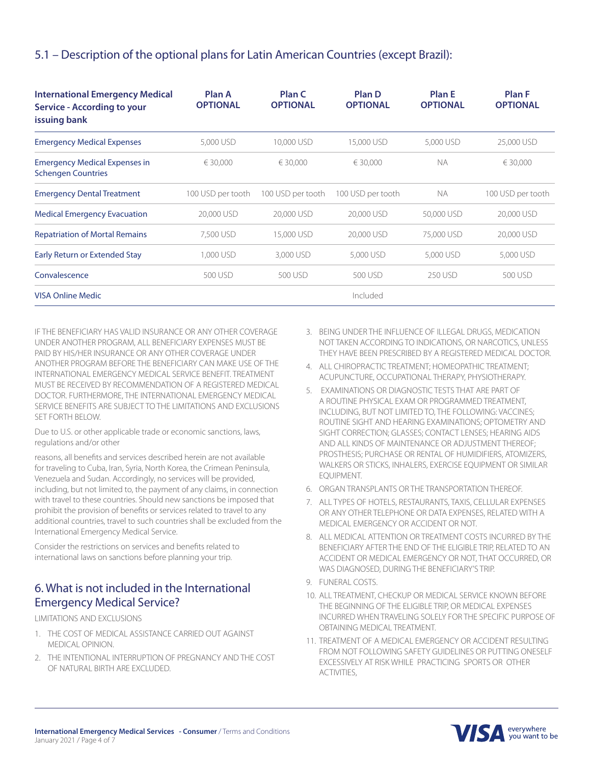## 5.1 – Description of the optional plans for Latin American Countries (except Brazil):

| International Emergency Medical Service - According to your issuing bank | Plan A OPTIONAL | Plan C OPTIONAL | Plan D OPTIONAL | Plan E OPTIONAL | Plan F OPTIONAL |
|---|---|---|---|---|---|
| Emergency Medical Expenses | 5,000 USD | 10,000 USD | 15,000 USD | 5,000 USD | 25,000 USD |
| Emergency Medical Expenses in Schengen Countries | € 30,000 | € 30,000 | € 30,000 | NA | € 30,000 |
| Emergency Dental Treatment | 100 USD per tooth | 100 USD per tooth | 100 USD per tooth | NA | 100 USD per tooth |
| Medical Emergency Evacuation | 20,000 USD | 20,000 USD | 20,000 USD | 50,000 USD | 20,000 USD |
| Repatriation of Mortal Remains | 7,500 USD | 15,000 USD | 20,000 USD | 75,000 USD | 20,000 USD |
| Early Return or Extended Stay | 1,000 USD | 3,000 USD | 5,000 USD | 5,000 USD | 5,000 USD |
| Convalescence | 500 USD | 500 USD | 500 USD | 250 USD | 500 USD |
| VISA Online Medic | | | Included | | |

IF THE BENEFICIARY HAS VALID INSURANCE OR ANY OTHER COVERAGE UNDER ANOTHER PROGRAM, ALL BENEFICIARY EXPENSES MUST BE PAID BY HIS/HER INSURANCE OR ANY OTHER COVERAGE UNDER ANOTHER PROGRAM BEFORE THE BENEFICIARY CAN MAKE USE OF THE INTERNATIONAL EMERGENCY MEDICAL SERVICE BENEFIT. TREATMENT MUST BE RECEIVED BY RECOMMENDATION OF A REGISTERED MEDICAL DOCTOR. FURTHERMORE, THE INTERNATIONAL EMERGENCY MEDICAL SERVICE BENEFITS ARE SUBJECT TO THE LIMITATIONS AND EXCLUSIONS SET FORTH BELOW.

Due to U.S. or other applicable trade or economic sanctions, laws, regulations and/or other

reasons, all benefits and services described herein are not available for traveling to Cuba, Iran, Syria, North Korea, the Crimean Peninsula, Venezuela and Sudan. Accordingly, no services will be provided, including, but not limited to, the payment of any claims, in connection with travel to these countries. Should new sanctions be imposed that prohibit the provision of benefits or services related to travel to any additional countries, travel to such countries shall be excluded from the International Emergency Medical Service.

Consider the restrictions on services and benefits related to international laws on sanctions before planning your trip.

## 6. What is not included in the International Emergency Medical Service?

LIMITATIONS AND EXCLUSIONS

1. THE COST OF MEDICAL ASSISTANCE CARRIED OUT AGAINST MEDICAL OPINION.
2. THE INTENTIONAL INTERRUPTION OF PREGNANCY AND THE COST OF NATURAL BIRTH ARE EXCLUDED.
3. BEING UNDER THE INFLUENCE OF ILLEGAL DRUGS, MEDICATION NOT TAKEN ACCORDING TO INDICATIONS, OR NARCOTICS, UNLESS THEY HAVE BEEN PRESCRIBED BY A REGISTERED MEDICAL DOCTOR.
4. ALL CHIROPRACTIC TREATMENT; HOMEOPATHIC TREATMENT; ACUPUNCTURE, OCCUPATIONAL THERAPY, PHYSIOTHERAPY.
5. EXAMINATIONS OR DIAGNOSTIC TESTS THAT ARE PART OF A ROUTINE PHYSICAL EXAM OR PROGRAMMED TREATMENT, INCLUDING, BUT NOT LIMITED TO, THE FOLLOWING: VACCINES; ROUTINE SIGHT AND HEARING EXAMINATIONS; OPTOMETRY AND SIGHT CORRECTION; GLASSES; CONTACT LENSES; HEARING AIDS AND ALL KINDS OF MAINTENANCE OR ADJUSTMENT THEREOF; PROSTHESIS; PURCHASE OR RENTAL OF HUMIDIFIERS, ATOMIZERS, WALKERS OR STICKS, INHALERS, EXERCISE EQUIPMENT OR SIMILAR EQUIPMENT.
6. ORGAN TRANSPLANTS OR THE TRANSPORTATION THEREOF.
7. ALL TYPES OF HOTELS, RESTAURANTS, TAXIS, CELLULAR EXPENSES OR ANY OTHER TELEPHONE OR DATA EXPENSES, RELATED WITH A MEDICAL EMERGENCY OR ACCIDENT OR NOT.
8. ALL MEDICAL ATTENTION OR TREATMENT COSTS INCURRED BY THE BENEFICIARY AFTER THE END OF THE ELIGIBLE TRIP, RELATED TO AN ACCIDENT OR MEDICAL EMERGENCY OR NOT, THAT OCCURRED, OR WAS DIAGNOSED, DURING THE BENEFICIARY'S TRIP.
9. FUNERAL COSTS.
10. ALL TREATMENT, CHECKUP OR MEDICAL SERVICE KNOWN BEFORE THE BEGINNING OF THE ELIGIBLE TRIP, OR MEDICAL EXPENSES INCURRED WHEN TRAVELING SOLELY FOR THE SPECIFIC PURPOSE OF OBTAINING MEDICAL TREATMENT.
11. TREATMENT OF A MEDICAL EMERGENCY OR ACCIDENT RESULTING FROM NOT FOLLOWING SAFETY GUIDELINES OR PUTTING ONESELF EXCESSIVELY AT RISK WHILE PRACTICING SPORTS OR OTHER ACTIVITIES,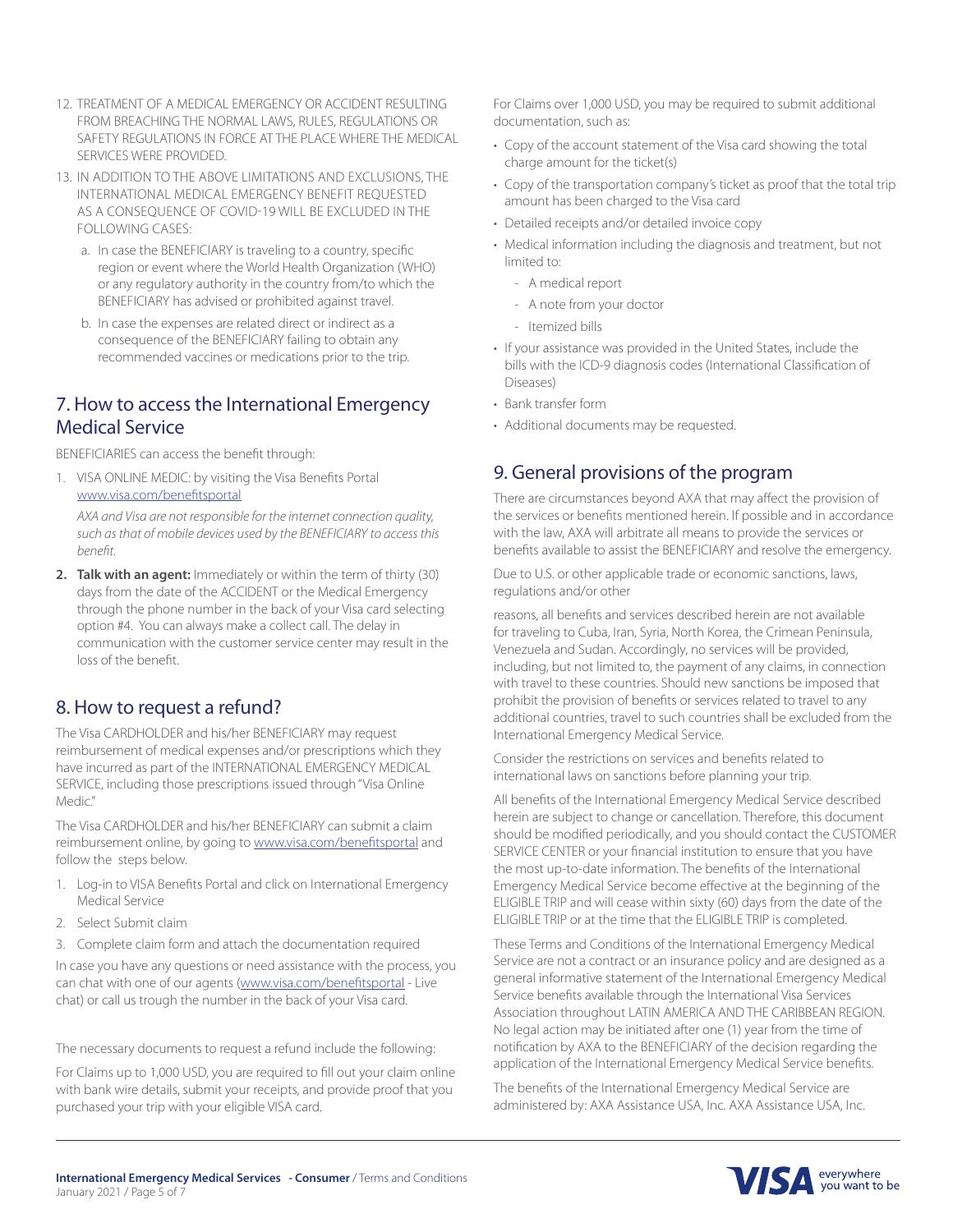12. TREATMENT OF A MEDICAL EMERGENCY OR ACCIDENT RESULTING FROM BREACHING THE NORMAL LAWS, RULES, REGULATIONS OR SAFETY REGULATIONS IN FORCE AT THE PLACE WHERE THE MEDICAL SERVICES WERE PROVIDED.
13. IN ADDITION TO THE ABOVE LIMITATIONS AND EXCLUSIONS, THE INTERNATIONAL MEDICAL EMERGENCY BENEFIT REQUESTED AS A CONSEQUENCE OF COVID-19 WILL BE EXCLUDED IN THE FOLLOWING CASES:
    a. In case the BENEFICIARY is traveling to a country, specific region or event where the World Health Organization (WHO) or any regulatory authority in the country from/to which the BENEFICIARY has advised or prohibited against travel.
    b. In case the expenses are related direct or indirect as a consequence of the BENEFICIARY failing to obtain any recommended vaccines or medications prior to the trip.

## 7. How to access the International Emergency Medical Service

BENEFICIARIES can access the benefit through:

1. VISA ONLINE MEDIC: by visiting the Visa Benefits Portal www.visa.com/benefitsportal

   *AXA and Visa are not responsible for the internet connection quality, such as that of mobile devices used by the BENEFICIARY to access this benefit.*

2. **Talk with an agent:** Immediately or within the term of thirty (30) days from the date of the ACCIDENT or the Medical Emergency through the phone number in the back of your Visa card selecting option #4. You can always make a collect call. The delay in communication with the customer service center may result in the loss of the benefit.

## 8. How to request a refund?

The Visa CARDHOLDER and his/her BENEFICIARY may request reimbursement of medical expenses and/or prescriptions which they have incurred as part of the INTERNATIONAL EMERGENCY MEDICAL SERVICE, including those prescriptions issued through "Visa Online Medic."

The Visa CARDHOLDER and his/her BENEFICIARY can submit a claim reimbursement online, by going to www.visa.com/benefitsportal and follow the steps below.

1. Log-in to VISA Benefits Portal and click on International Emergency Medical Service
2. Select Submit claim
3. Complete claim form and attach the documentation required

In case you have any questions or need assistance with the process, you can chat with one of our agents (www.visa.com/benefitsportal - Live chat) or call us trough the number in the back of your Visa card.

The necessary documents to request a refund include the following:

For Claims up to 1,000 USD, you are required to fill out your claim online with bank wire details, submit your receipts, and provide proof that you purchased your trip with your eligible VISA card.

For Claims over 1,000 USD, you may be required to submit additional documentation, such as:

- Copy of the account statement of the Visa card showing the total charge amount for the ticket(s)
- Copy of the transportation company's ticket as proof that the total trip amount has been charged to the Visa card
- Detailed receipts and/or detailed invoice copy
- Medical information including the diagnosis and treatment, but not limited to:
    - A medical report
    - A note from your doctor
    - Itemized bills
- If your assistance was provided in the United States, include the bills with the ICD-9 diagnosis codes (International Classification of Diseases)
- Bank transfer form
- Additional documents may be requested.

## 9. General provisions of the program

There are circumstances beyond AXA that may affect the provision of the services or benefits mentioned herein. If possible and in accordance with the law, AXA will arbitrate all means to provide the services or benefits available to assist the BENEFICIARY and resolve the emergency.

Due to U.S. or other applicable trade or economic sanctions, laws, regulations and/or other reasons, all benefits and services described herein are not available for traveling to Cuba, Iran, Syria, North Korea, the Crimean Peninsula, Venezuela and Sudan. Accordingly, no services will be provided, including, but not limited to, the payment of any claims, in connection with travel to these countries. Should new sanctions be imposed that prohibit the provision of benefits or services related to travel to any additional countries, travel to such countries shall be excluded from the International Emergency Medical Service.

Consider the restrictions on services and benefits related to international laws on sanctions before planning your trip.

All benefits of the International Emergency Medical Service described herein are subject to change or cancellation. Therefore, this document should be modified periodically, and you should contact the CUSTOMER SERVICE CENTER or your financial institution to ensure that you have the most up-to-date information. The benefits of the International Emergency Medical Service become effective at the beginning of the ELIGIBLE TRIP and will cease within sixty (60) days from the date of the ELIGIBLE TRIP or at the time that the ELIGIBLE TRIP is completed.

These Terms and Conditions of the International Emergency Medical Service are not a contract or an insurance policy and are designed as a general informative statement of the International Emergency Medical Service benefits available through the International Visa Services Association throughout LATIN AMERICA AND THE CARIBBEAN REGION. No legal action may be initiated after one (1) year from the time of notification by AXA to the BENEFICIARY of the decision regarding the application of the International Emergency Medical Service benefits.

The benefits of the International Emergency Medical Service are administered by: AXA Assistance USA, Inc. AXA Assistance USA, Inc.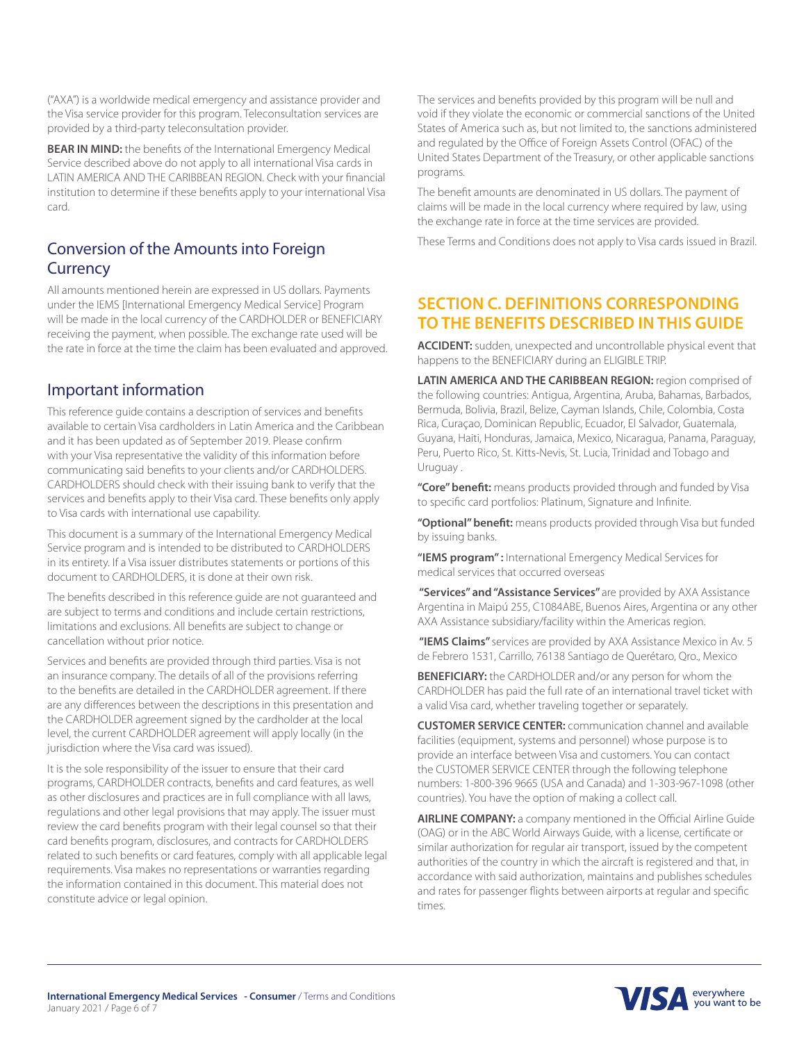("AXA") is a worldwide medical emergency and assistance provider and the Visa service provider for this program. Teleconsultation services are provided by a third-party teleconsultation provider.

**BEAR IN MIND:** the benefits of the International Emergency Medical Service described above do not apply to all international Visa cards in LATIN AMERICA AND THE CARIBBEAN REGION. Check with your financial institution to determine if these benefits apply to your international Visa card.

## Conversion of the Amounts into Foreign Currency

All amounts mentioned herein are expressed in US dollars. Payments under the IEMS [International Emergency Medical Service] Program will be made in the local currency of the CARDHOLDER or BENEFICIARY receiving the payment, when possible. The exchange rate used will be the rate in force at the time the claim has been evaluated and approved.

## Important information

This reference guide contains a description of services and benefits available to certain Visa cardholders in Latin America and the Caribbean and it has been updated as of September 2019. Please confirm with your Visa representative the validity of this information before communicating said benefits to your clients and/or CARDHOLDERS. CARDHOLDERS should check with their issuing bank to verify that the services and benefits apply to their Visa card. These benefits only apply to Visa cards with international use capability.

This document is a summary of the International Emergency Medical Service program and is intended to be distributed to CARDHOLDERS in its entirety. If a Visa issuer distributes statements or portions of this document to CARDHOLDERS, it is done at their own risk.

The benefits described in this reference guide are not guaranteed and are subject to terms and conditions and include certain restrictions, limitations and exclusions. All benefits are subject to change or cancellation without prior notice.

Services and benefits are provided through third parties. Visa is not an insurance company. The details of all of the provisions referring to the benefits are detailed in the CARDHOLDER agreement. If there are any differences between the descriptions in this presentation and the CARDHOLDER agreement signed by the cardholder at the local level, the current CARDHOLDER agreement will apply locally (in the jurisdiction where the Visa card was issued).

It is the sole responsibility of the issuer to ensure that their card programs, CARDHOLDER contracts, benefits and card features, as well as other disclosures and practices are in full compliance with all laws, regulations and other legal provisions that may apply. The issuer must review the card benefits program with their legal counsel so that their card benefits program, disclosures, and contracts for CARDHOLDERS related to such benefits or card features, comply with all applicable legal requirements. Visa makes no representations or warranties regarding the information contained in this document. This material does not constitute advice or legal opinion.

The services and benefits provided by this program will be null and void if they violate the economic or commercial sanctions of the United States of America such as, but not limited to, the sanctions administered and regulated by the Office of Foreign Assets Control (OFAC) of the United States Department of the Treasury, or other applicable sanctions programs.

The benefit amounts are denominated in US dollars. The payment of claims will be made in the local currency where required by law, using the exchange rate in force at the time services are provided.

These Terms and Conditions does not apply to Visa cards issued in Brazil.

## SECTION C. DEFINITIONS CORRESPONDING TO THE BENEFITS DESCRIBED IN THIS GUIDE

**ACCIDENT:** sudden, unexpected and uncontrollable physical event that happens to the BENEFICIARY during an ELIGIBLE TRIP.

**LATIN AMERICA AND THE CARIBBEAN REGION:** region comprised of the following countries: Antigua, Argentina, Aruba, Bahamas, Barbados, Bermuda, Bolivia, Brazil, Belize, Cayman Islands, Chile, Colombia, Costa Rica, Curaçao, Dominican Republic, Ecuador, El Salvador, Guatemala, Guyana, Haiti, Honduras, Jamaica, Mexico, Nicaragua, Panama, Paraguay, Peru, Puerto Rico, St. Kitts-Nevis, St. Lucia, Trinidad and Tobago and Uruguay .

**"Core" benefit:** means products provided through and funded by Visa to specific card portfolios: Platinum, Signature and Infinite.

**"Optional" benefit:** means products provided through Visa but funded by issuing banks.

**"IEMS program" :** International Emergency Medical Services for medical services that occurred overseas

**"Services" and "Assistance Services"** are provided by AXA Assistance Argentina in Maipú 255, C1084ABE, Buenos Aires, Argentina or any other AXA Assistance subsidiary/facility within the Americas region.

**"IEMS Claims"** services are provided by AXA Assistance Mexico in Av. 5 de Febrero 1531, Carrillo, 76138 Santiago de Querétaro, Qro., Mexico

**BENEFICIARY:** the CARDHOLDER and/or any person for whom the CARDHOLDER has paid the full rate of an international travel ticket with a valid Visa card, whether traveling together or separately.

**CUSTOMER SERVICE CENTER:** communication channel and available facilities (equipment, systems and personnel) whose purpose is to provide an interface between Visa and customers. You can contact the CUSTOMER SERVICE CENTER through the following telephone numbers: 1-800-396 9665 (USA and Canada) and 1-303-967-1098 (other countries). You have the option of making a collect call.

**AIRLINE COMPANY:** a company mentioned in the Official Airline Guide (OAG) or in the ABC World Airways Guide, with a license, certificate or similar authorization for regular air transport, issued by the competent authorities of the country in which the aircraft is registered and that, in accordance with said authorization, maintains and publishes schedules and rates for passenger flights between airports at regular and specific times.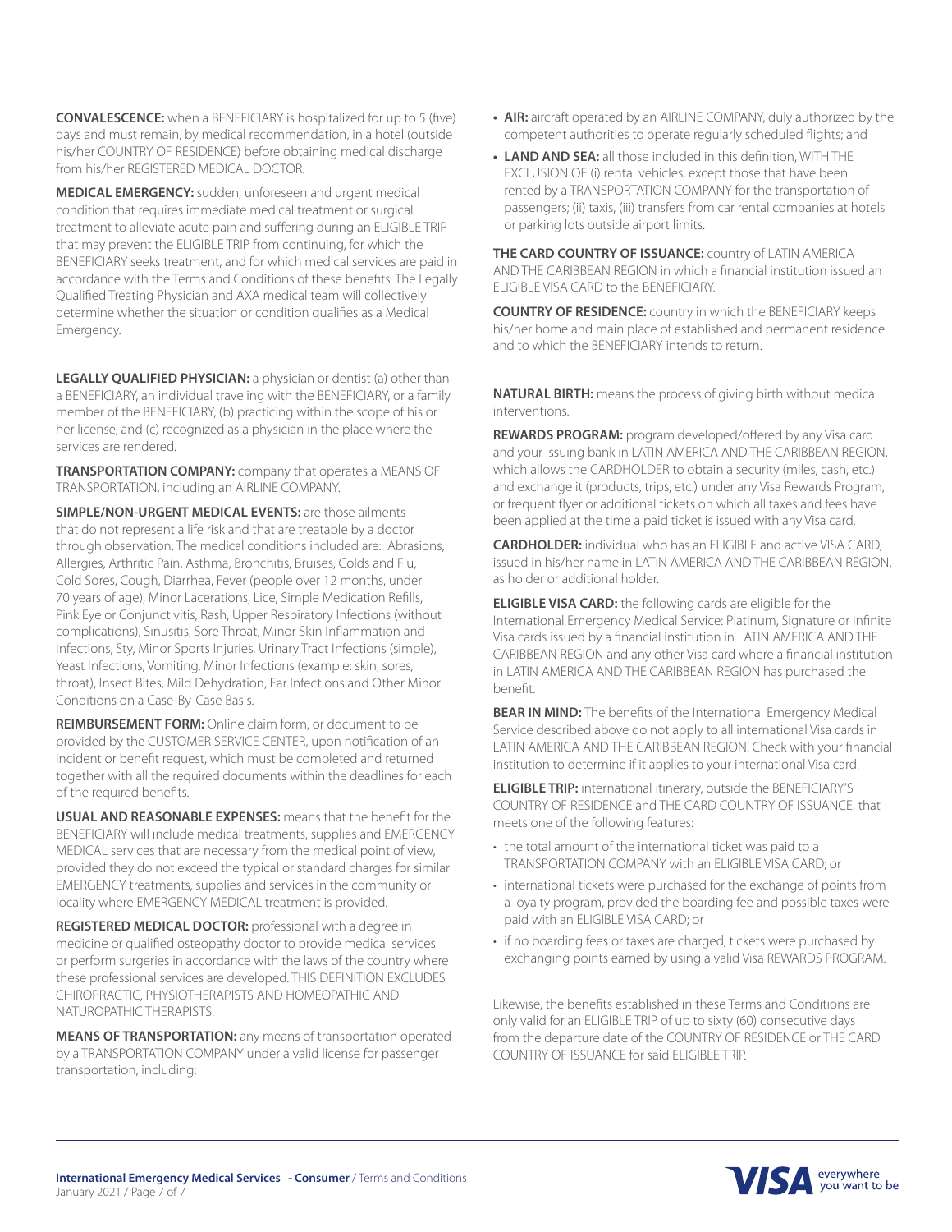**CONVALESCENCE:** when a BENEFICIARY is hospitalized for up to 5 (five) days and must remain, by medical recommendation, in a hotel (outside his/her COUNTRY OF RESIDENCE) before obtaining medical discharge from his/her REGISTERED MEDICAL DOCTOR.

**MEDICAL EMERGENCY:** sudden, unforeseen and urgent medical condition that requires immediate medical treatment or surgical treatment to alleviate acute pain and suffering during an ELIGIBLE TRIP that may prevent the ELIGIBLE TRIP from continuing, for which the BENEFICIARY seeks treatment, and for which medical services are paid in accordance with the Terms and Conditions of these benefits. The Legally Qualified Treating Physician and AXA medical team will collectively determine whether the situation or condition qualifies as a Medical Emergency.

**LEGALLY QUALIFIED PHYSICIAN:** a physician or dentist (a) other than a BENEFICIARY, an individual traveling with the BENEFICIARY, or a family member of the BENEFICIARY, (b) practicing within the scope of his or her license, and (c) recognized as a physician in the place where the services are rendered.

**TRANSPORTATION COMPANY:** company that operates a MEANS OF TRANSPORTATION, including an AIRLINE COMPANY.

**SIMPLE/NON-URGENT MEDICAL EVENTS:** are those ailments that do not represent a life risk and that are treatable by a doctor through observation. The medical conditions included are: Abrasions, Allergies, Arthritic Pain, Asthma, Bronchitis, Bruises, Colds and Flu, Cold Sores, Cough, Diarrhea, Fever (people over 12 months, under 70 years of age), Minor Lacerations, Lice, Simple Medication Refills, Pink Eye or Conjunctivitis, Rash, Upper Respiratory Infections (without complications), Sinusitis, Sore Throat, Minor Skin Inflammation and Infections, Sty, Minor Sports Injuries, Urinary Tract Infections (simple), Yeast Infections, Vomiting, Minor Infections (example: skin, sores, throat), Insect Bites, Mild Dehydration, Ear Infections and Other Minor Conditions on a Case-By-Case Basis.

**REIMBURSEMENT FORM:** Online claim form, or document to be provided by the CUSTOMER SERVICE CENTER, upon notification of an incident or benefit request, which must be completed and returned together with all the required documents within the deadlines for each of the required benefits.

**USUAL AND REASONABLE EXPENSES:** means that the benefit for the BENEFICIARY will include medical treatments, supplies and EMERGENCY MEDICAL services that are necessary from the medical point of view, provided they do not exceed the typical or standard charges for similar EMERGENCY treatments, supplies and services in the community or locality where EMERGENCY MEDICAL treatment is provided.

**REGISTERED MEDICAL DOCTOR:** professional with a degree in medicine or qualified osteopathy doctor to provide medical services or perform surgeries in accordance with the laws of the country where these professional services are developed. THIS DEFINITION EXCLUDES CHIROPRACTIC, PHYSIOTHERAPISTS AND HOMEOPATHIC AND NATUROPATHIC THERAPISTS.

**MEANS OF TRANSPORTATION:** any means of transportation operated by a TRANSPORTATION COMPANY under a valid license for passenger transportation, including:

- **AIR:** aircraft operated by an AIRLINE COMPANY, duly authorized by the competent authorities to operate regularly scheduled flights; and
- **LAND AND SEA:** all those included in this definition, WITH THE EXCLUSION OF (i) rental vehicles, except those that have been rented by a TRANSPORTATION COMPANY for the transportation of passengers; (ii) taxis, (iii) transfers from car rental companies at hotels or parking lots outside airport limits.

**THE CARD COUNTRY OF ISSUANCE:** country of LATIN AMERICA AND THE CARIBBEAN REGION in which a financial institution issued an ELIGIBLE VISA CARD to the BENEFICIARY.

**COUNTRY OF RESIDENCE:** country in which the BENEFICIARY keeps his/her home and main place of established and permanent residence and to which the BENEFICIARY intends to return.

**NATURAL BIRTH:** means the process of giving birth without medical interventions.

**REWARDS PROGRAM:** program developed/offered by any Visa card and your issuing bank in LATIN AMERICA AND THE CARIBBEAN REGION, which allows the CARDHOLDER to obtain a security (miles, cash, etc.) and exchange it (products, trips, etc.) under any Visa Rewards Program, or frequent flyer or additional tickets on which all taxes and fees have been applied at the time a paid ticket is issued with any Visa card.

**CARDHOLDER:** individual who has an ELIGIBLE and active VISA CARD, issued in his/her name in LATIN AMERICA AND THE CARIBBEAN REGION, as holder or additional holder.

**ELIGIBLE VISA CARD:** the following cards are eligible for the International Emergency Medical Service: Platinum, Signature or Infinite Visa cards issued by a financial institution in LATIN AMERICA AND THE CARIBBEAN REGION and any other Visa card where a financial institution in LATIN AMERICA AND THE CARIBBEAN REGION has purchased the benefit.

**BEAR IN MIND:** The benefits of the International Emergency Medical Service described above do not apply to all international Visa cards in LATIN AMERICA AND THE CARIBBEAN REGION. Check with your financial institution to determine if it applies to your international Visa card.

**ELIGIBLE TRIP:** international itinerary, outside the BENEFICIARY'S COUNTRY OF RESIDENCE and THE CARD COUNTRY OF ISSUANCE, that meets one of the following features:

- the total amount of the international ticket was paid to a TRANSPORTATION COMPANY with an ELIGIBLE VISA CARD; or
- international tickets were purchased for the exchange of points from a loyalty program, provided the boarding fee and possible taxes were paid with an ELIGIBLE VISA CARD; or
- if no boarding fees or taxes are charged, tickets were purchased by exchanging points earned by using a valid Visa REWARDS PROGRAM.

Likewise, the benefits established in these Terms and Conditions are only valid for an ELIGIBLE TRIP of up to sixty (60) consecutive days from the departure date of the COUNTRY OF RESIDENCE or THE CARD COUNTRY OF ISSUANCE for said ELIGIBLE TRIP.